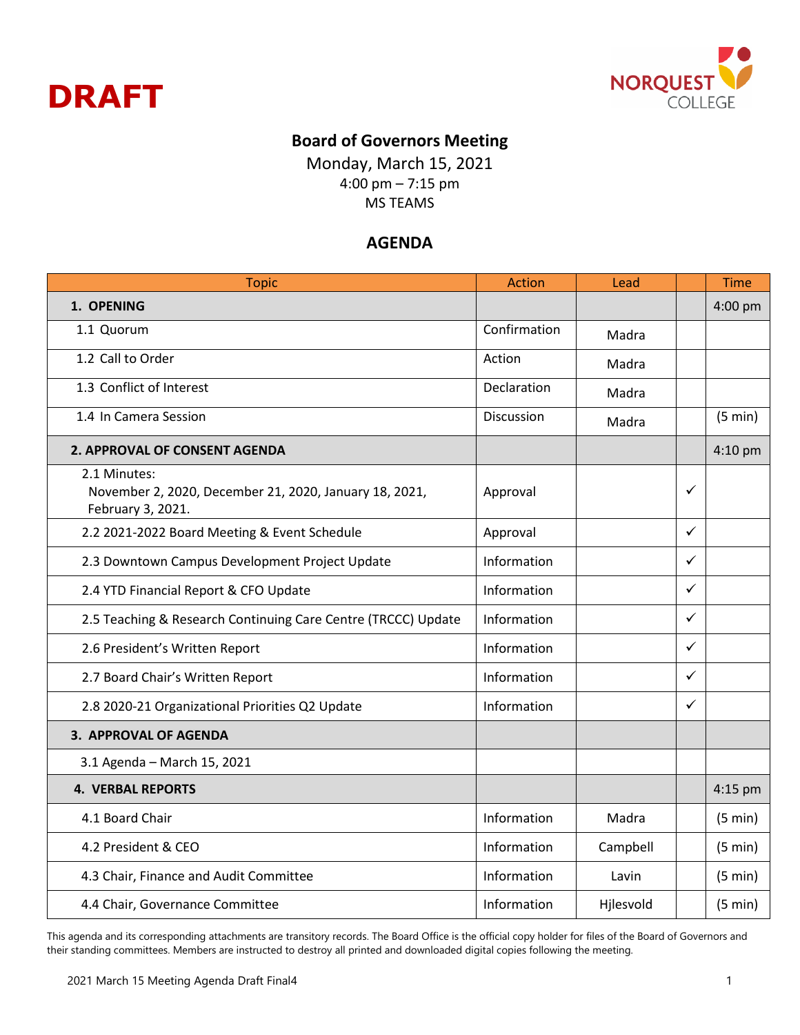**DRAFT**

NORQUEST COLLEGE

## Board of Governors Meeting

Monday, March 15, 2021
4:00 pm – 7:15 pm
MS TEAMS

## AGENDA

| Topic | Action | Lead | | Time |
|---|---|---|---|---|
| **1. OPENING** | | | | 4:00 pm |
| 1.1 Quorum | Confirmation | Madra | | |
| 1.2 Call to Order | Action | Madra | | |
| 1.3 Conflict of Interest | Declaration | Madra | | |
| 1.4 In Camera Session | Discussion | Madra | | (5 min) |
| **2. APPROVAL OF CONSENT AGENDA** | | | | 4:10 pm |
| 2.1 Minutes: November 2, 2020, December 21, 2020, January 18, 2021, February 3, 2021. | Approval | | ✓ | |
| 2.2 2021-2022 Board Meeting & Event Schedule | Approval | | ✓ | |
| 2.3 Downtown Campus Development Project Update | Information | | ✓ | |
| 2.4 YTD Financial Report & CFO Update | Information | | ✓ | |
| 2.5 Teaching & Research Continuing Care Centre (TRCCC) Update | Information | | ✓ | |
| 2.6 President's Written Report | Information | | ✓ | |
| 2.7 Board Chair's Written Report | Information | | ✓ | |
| 2.8 2020-21 Organizational Priorities Q2 Update | Information | | ✓ | |
| **3. APPROVAL OF AGENDA** | | | | |
| 3.1 Agenda – March 15, 2021 | | | | |
| **4. VERBAL REPORTS** | | | | 4:15 pm |
| 4.1 Board Chair | Information | Madra | | (5 min) |
| 4.2 President & CEO | Information | Campbell | | (5 min) |
| 4.3 Chair, Finance and Audit Committee | Information | Lavin | | (5 min) |
| 4.4 Chair, Governance Committee | Information | Hjlesvold | | (5 min) |

This agenda and its corresponding attachments are transitory records. The Board Office is the official copy holder for files of the Board of Governors and their standing committees. Members are instructed to destroy all printed and downloaded digital copies following the meeting.

2021 March 15 Meeting Agenda Draft Final4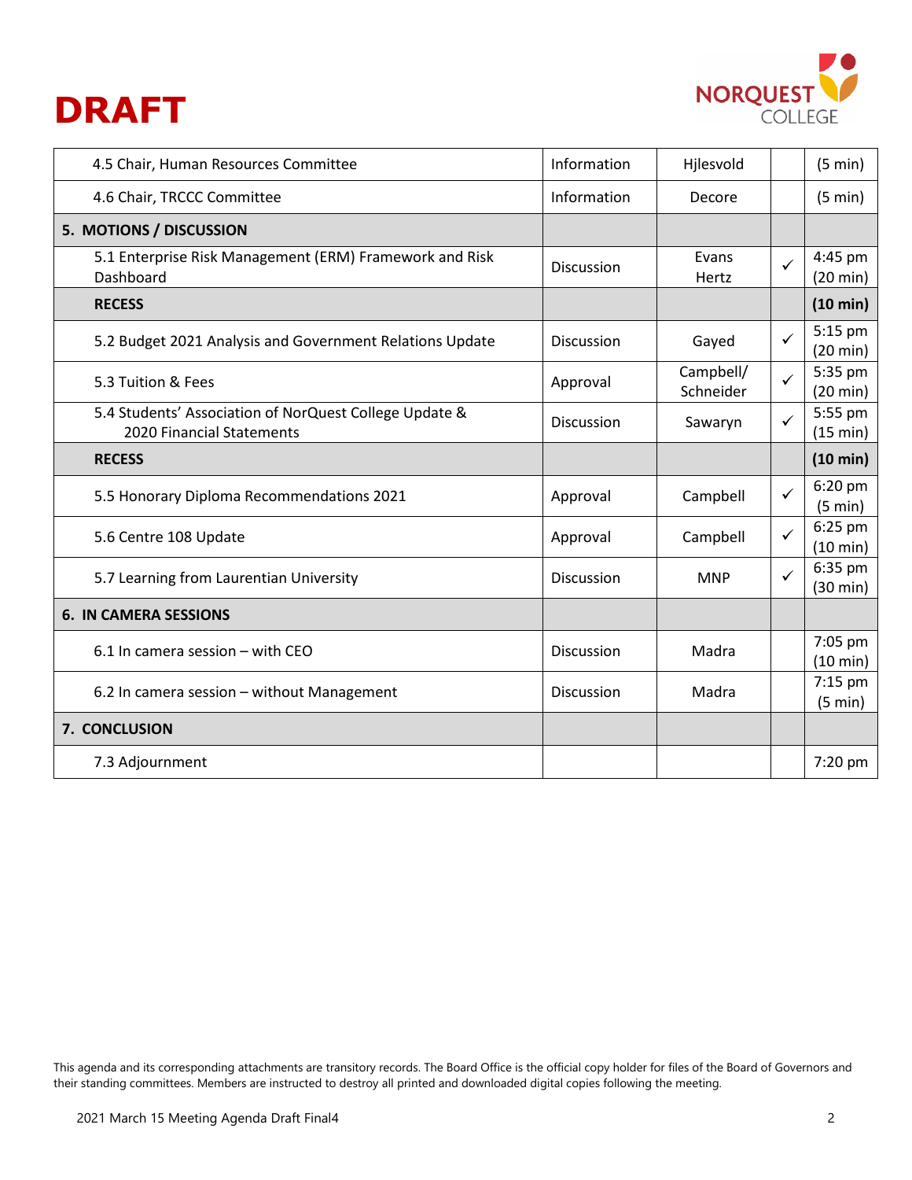# DRAFT

| | | | | |
|---|---|---|---|---|
| 4.5 Chair, Human Resources Committee | Information | Hjlesvold | | (5 min) |
| 4.6 Chair, TRCCC Committee | Information | Decore | | (5 min) |
| **5. MOTIONS / DISCUSSION** | | | | |
| 5.1 Enterprise Risk Management (ERM) Framework and Risk Dashboard | Discussion | Evans Hertz | ✓ | 4:45 pm (20 min) |
| **RECESS** | | | | **(10 min)** |
| 5.2 Budget 2021 Analysis and Government Relations Update | Discussion | Gayed | ✓ | 5:15 pm (20 min) |
| 5.3 Tuition & Fees | Approval | Campbell/ Schneider | ✓ | 5:35 pm (20 min) |
| 5.4 Students' Association of NorQuest College Update & 2020 Financial Statements | Discussion | Sawaryn | ✓ | 5:55 pm (15 min) |
| **RECESS** | | | | **(10 min)** |
| 5.5 Honorary Diploma Recommendations 2021 | Approval | Campbell | ✓ | 6:20 pm (5 min) |
| 5.6 Centre 108 Update | Approval | Campbell | ✓ | 6:25 pm (10 min) |
| 5.7 Learning from Laurentian University | Discussion | MNP | ✓ | 6:35 pm (30 min) |
| **6. IN CAMERA SESSIONS** | | | | |
| 6.1 In camera session – with CEO | Discussion | Madra | | 7:05 pm (10 min) |
| 6.2 In camera session – without Management | Discussion | Madra | | 7:15 pm (5 min) |
| **7. CONCLUSION** | | | | |
| 7.3 Adjournment | | | | 7:20 pm |

This agenda and its corresponding attachments are transitory records. The Board Office is the official copy holder for files of the Board of Governors and their standing committees. Members are instructed to destroy all printed and downloaded digital copies following the meeting.

2021 March 15 Meeting Agenda Draft Final4